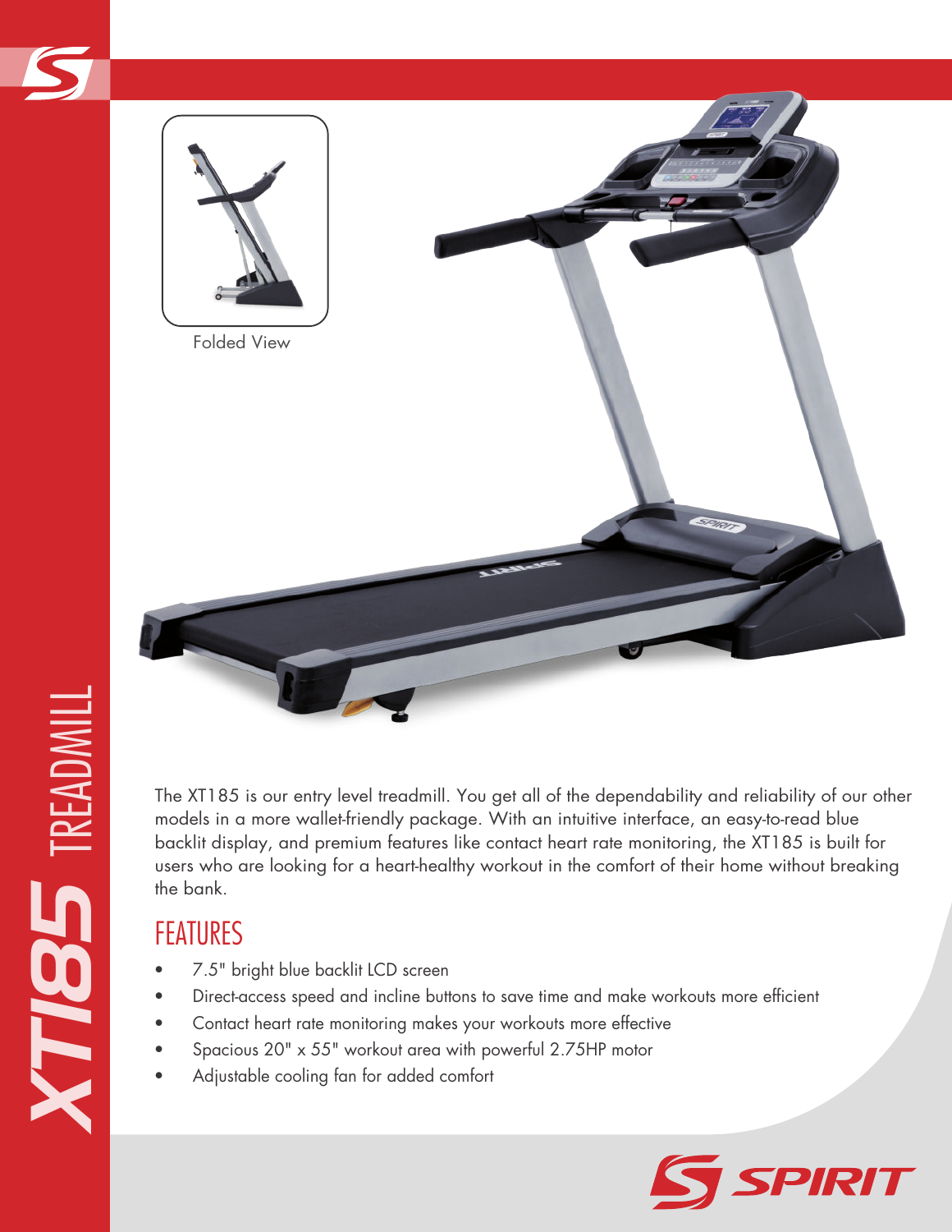# XT185 TREADMILL

Folded View

The XT185 is our entry level treadmill. You get all of the dependability and reliability of our other models in a more wallet-friendly package. With an intuitive interface, an easy-to-read blue backlit display, and premium features like contact heart rate monitoring, the XT185 is built for users who are looking for a heart-healthy workout in the comfort of their home without breaking the bank.

## FEATURES

- 7.5" bright blue backlit LCD screen
- Direct-access speed and incline buttons to save time and make workouts more efficient
- Contact heart rate monitoring makes your workouts more effective
- Spacious 20" x 55" workout area with powerful 2.75HP motor
- Adjustable cooling fan for added comfort

SPIRIT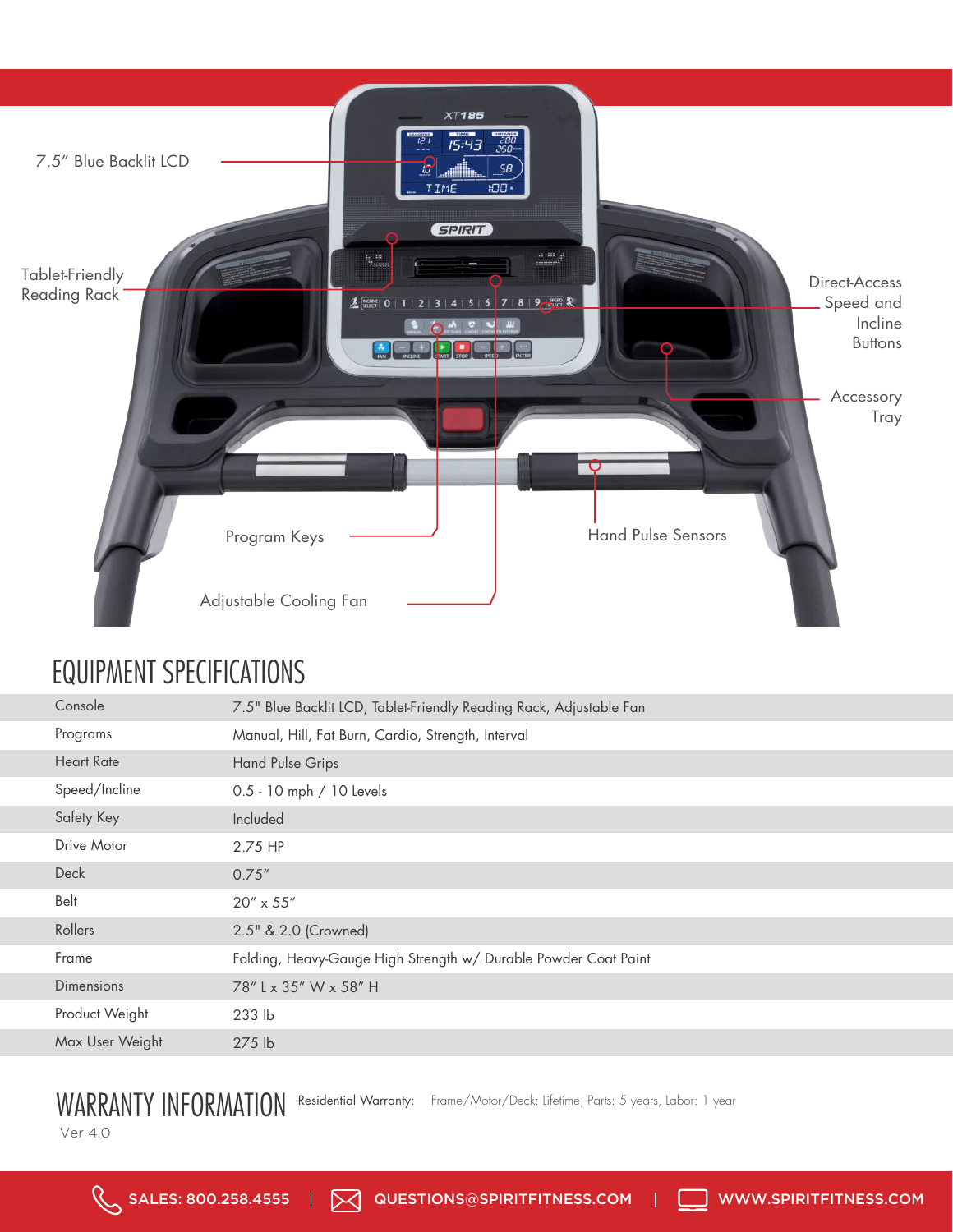7.5" Blue Backlit LCD

Tablet-Friendly Reading Rack

Direct-Access Speed and Incline Buttons

Accessory Tray

Program Keys

Hand Pulse Sensors

Adjustable Cooling Fan

# EQUIPMENT SPECIFICATIONS

| | |
|---|---|
| Console | 7.5" Blue Backlit LCD, Tablet-Friendly Reading Rack, Adjustable Fan |
| Programs | Manual, Hill, Fat Burn, Cardio, Strength, Interval |
| Heart Rate | Hand Pulse Grips |
| Speed/Incline | 0.5 - 10 mph / 10 Levels |
| Safety Key | Included |
| Drive Motor | 2.75 HP |
| Deck | 0.75" |
| Belt | 20" x 55" |
| Rollers | 2.5" & 2.0 (Crowned) |
| Frame | Folding, Heavy-Gauge High Strength w/ Durable Powder Coat Paint |
| Dimensions | 78" L x 35" W x 58" H |
| Product Weight | 233 lb |
| Max User Weight | 275 lb |

# WARRANTY INFORMATION

Residential Warranty: Frame/Motor/Deck: Lifetime, Parts: 5 years, Labor: 1 year

Ver 4.0

SALES: 800.258.4555 | QUESTIONS@SPIRITFITNESS.COM | WWW.SPIRITFITNESS.COM